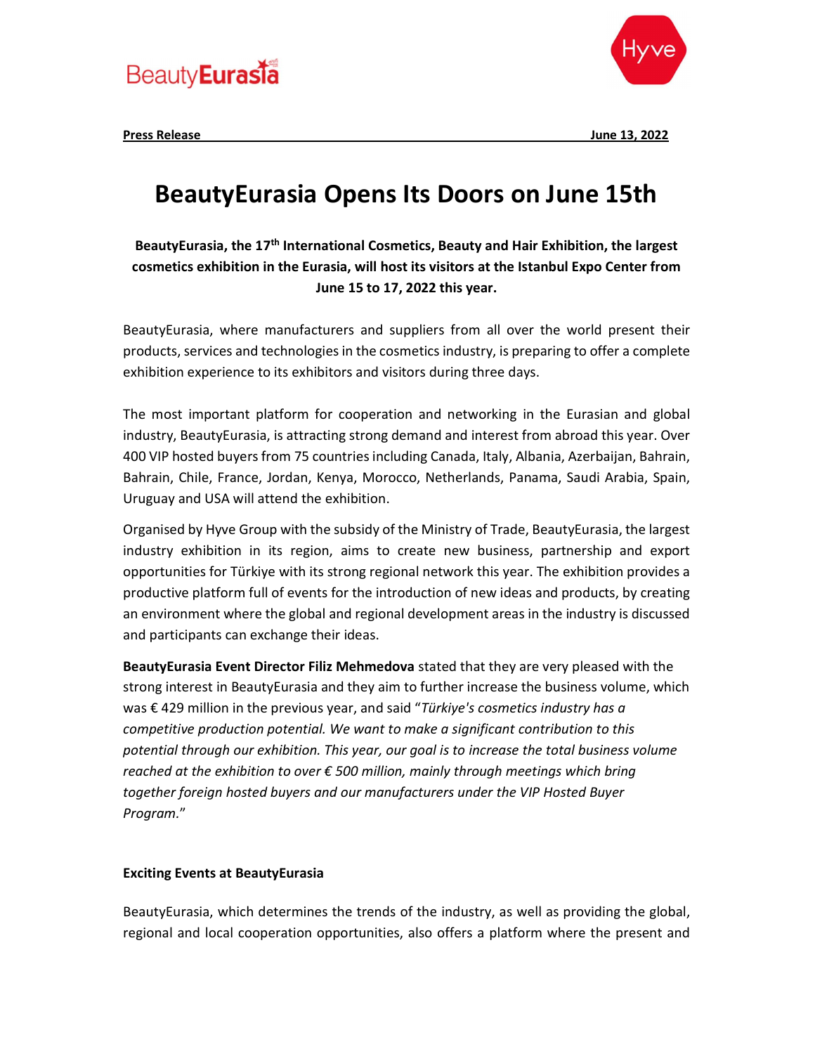**Press Release** **June 13, 2022**

# BeautyEurasia Opens Its Doors on June 15th

**BeautyEurasia, the 17th International Cosmetics, Beauty and Hair Exhibition, the largest cosmetics exhibition in the Eurasia, will host its visitors at the Istanbul Expo Center from June 15 to 17, 2022 this year.**

BeautyEurasia, where manufacturers and suppliers from all over the world present their products, services and technologies in the cosmetics industry, is preparing to offer a complete exhibition experience to its exhibitors and visitors during three days.

The most important platform for cooperation and networking in the Eurasian and global industry, BeautyEurasia, is attracting strong demand and interest from abroad this year. Over 400 VIP hosted buyers from 75 countries including Canada, Italy, Albania, Azerbaijan, Bahrain, Bahrain, Chile, France, Jordan, Kenya, Morocco, Netherlands, Panama, Saudi Arabia, Spain, Uruguay and USA will attend the exhibition.

Organised by Hyve Group with the subsidy of the Ministry of Trade, BeautyEurasia, the largest industry exhibition in its region, aims to create new business, partnership and export opportunities for Türkiye with its strong regional network this year. The exhibition provides a productive platform full of events for the introduction of new ideas and products, by creating an environment where the global and regional development areas in the industry is discussed and participants can exchange their ideas.

**BeautyEurasia Event Director Filiz Mehmedova** stated that they are very pleased with the strong interest in BeautyEurasia and they aim to further increase the business volume, which was € 429 million in the previous year, and said "*Türkiye's cosmetics industry has a competitive production potential. We want to make a significant contribution to this potential through our exhibition. This year, our goal is to increase the total business volume reached at the exhibition to over € 500 million, mainly through meetings which bring together foreign hosted buyers and our manufacturers under the VIP Hosted Buyer Program.*"

**Exciting Events at BeautyEurasia**

BeautyEurasia, which determines the trends of the industry, as well as providing the global, regional and local cooperation opportunities, also offers a platform where the present and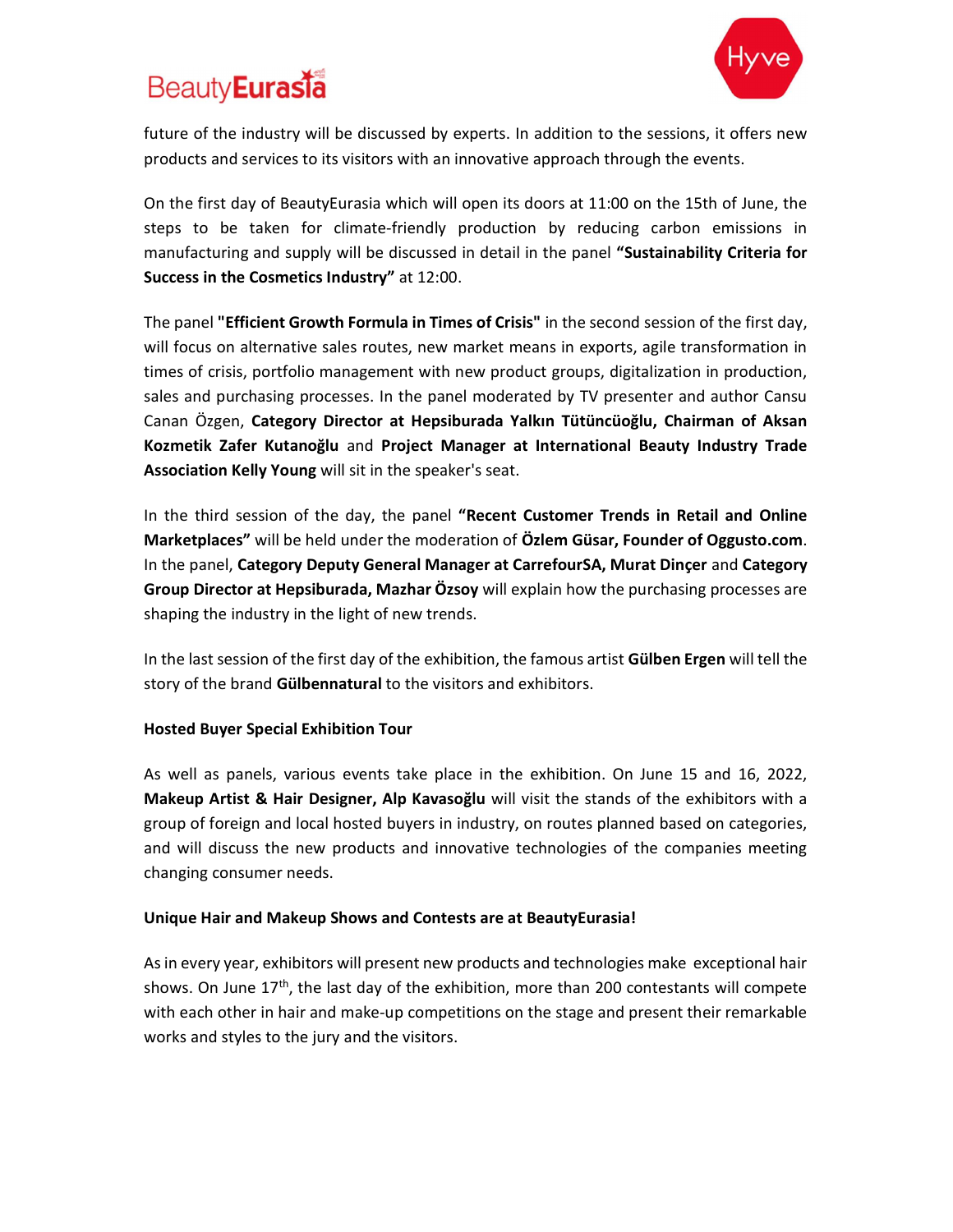future of the industry will be discussed by experts. In addition to the sessions, it offers new products and services to its visitors with an innovative approach through the events.

On the first day of BeautyEurasia which will open its doors at 11:00 on the 15th of June, the steps to be taken for climate-friendly production by reducing carbon emissions in manufacturing and supply will be discussed in detail in the panel **"Sustainability Criteria for Success in the Cosmetics Industry"** at 12:00.

The panel **"Efficient Growth Formula in Times of Crisis"** in the second session of the first day, will focus on alternative sales routes, new market means in exports, agile transformation in times of crisis, portfolio management with new product groups, digitalization in production, sales and purchasing processes. In the panel moderated by TV presenter and author Cansu Canan Özgen, **Category Director at Hepsiburada Yalkın Tütüncüoğlu, Chairman of Aksan Kozmetik Zafer Kutanoğlu** and **Project Manager at International Beauty Industry Trade Association Kelly Young** will sit in the speaker's seat.

In the third session of the day, the panel **"Recent Customer Trends in Retail and Online Marketplaces"** will be held under the moderation of **Özlem Güsar, Founder of Oggusto.com**. In the panel, **Category Deputy General Manager at CarrefourSA, Murat Dinçer** and **Category Group Director at Hepsiburada, Mazhar Özsoy** will explain how the purchasing processes are shaping the industry in the light of new trends.

In the last session of the first day of the exhibition, the famous artist **Gülben Ergen** will tell the story of the brand **Gülbennatural** to the visitors and exhibitors.

**Hosted Buyer Special Exhibition Tour**

As well as panels, various events take place in the exhibition. On June 15 and 16, 2022, **Makeup Artist & Hair Designer, Alp Kavasoğlu** will visit the stands of the exhibitors with a group of foreign and local hosted buyers in industry, on routes planned based on categories, and will discuss the new products and innovative technologies of the companies meeting changing consumer needs.

**Unique Hair and Makeup Shows and Contests are at BeautyEurasia!**

As in every year, exhibitors will present new products and technologies make exceptional hair shows. On June 17th, the last day of the exhibition, more than 200 contestants will compete with each other in hair and make-up competitions on the stage and present their remarkable works and styles to the jury and the visitors.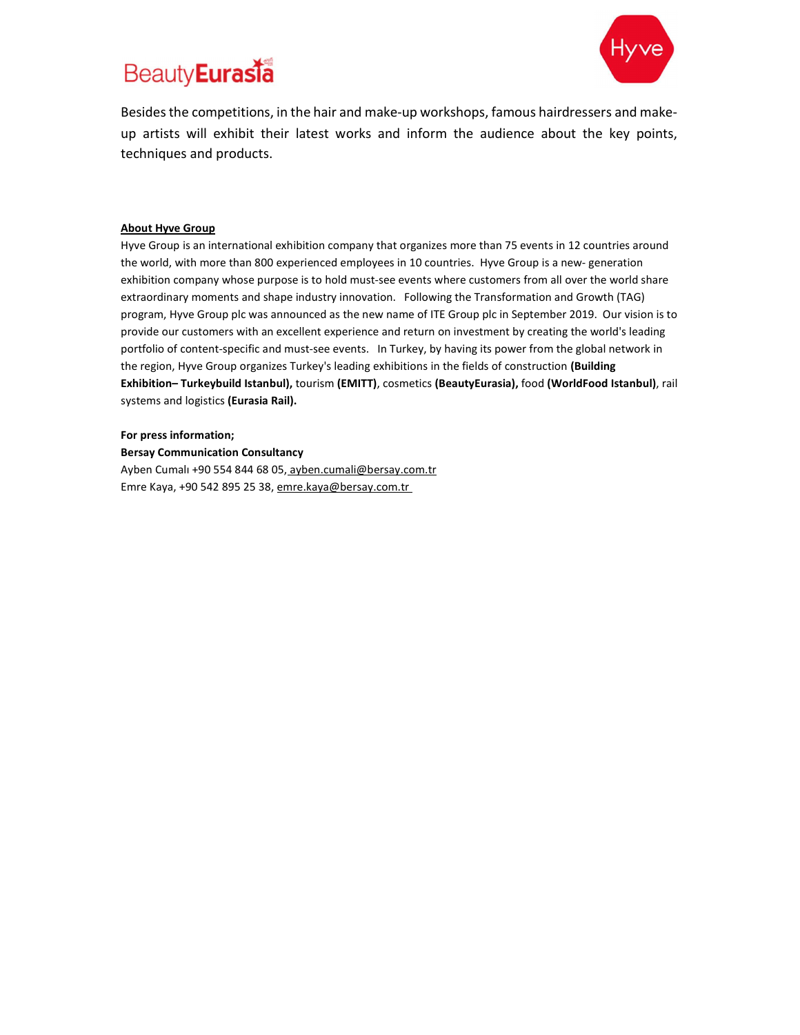Besides the competitions, in the hair and make-up workshops, famous hairdressers and make-up artists will exhibit their latest works and inform the audience about the key points, techniques and products.

**About Hyve Group**

Hyve Group is an international exhibition company that organizes more than 75 events in 12 countries around the world, with more than 800 experienced employees in 10 countries. Hyve Group is a new- generation exhibition company whose purpose is to hold must-see events where customers from all over the world share extraordinary moments and shape industry innovation. Following the Transformation and Growth (TAG) program, Hyve Group plc was announced as the new name of ITE Group plc in September 2019. Our vision is to provide our customers with an excellent experience and return on investment by creating the world's leading portfolio of content-specific and must-see events. In Turkey, by having its power from the global network in the region, Hyve Group organizes Turkey's leading exhibitions in the fields of construction **(Building Exhibition– Turkeybuild Istanbul),** tourism **(EMITT)**, cosmetics **(BeautyEurasia),** food **(WorldFood Istanbul)**, rail systems and logistics **(Eurasia Rail).**

**For press information;**

**Bersay Communication Consultancy**

Ayben Cumalı +90 554 844 68 05, ayben.cumali@bersay.com.tr

Emre Kaya, +90 542 895 25 38, emre.kaya@bersay.com.tr